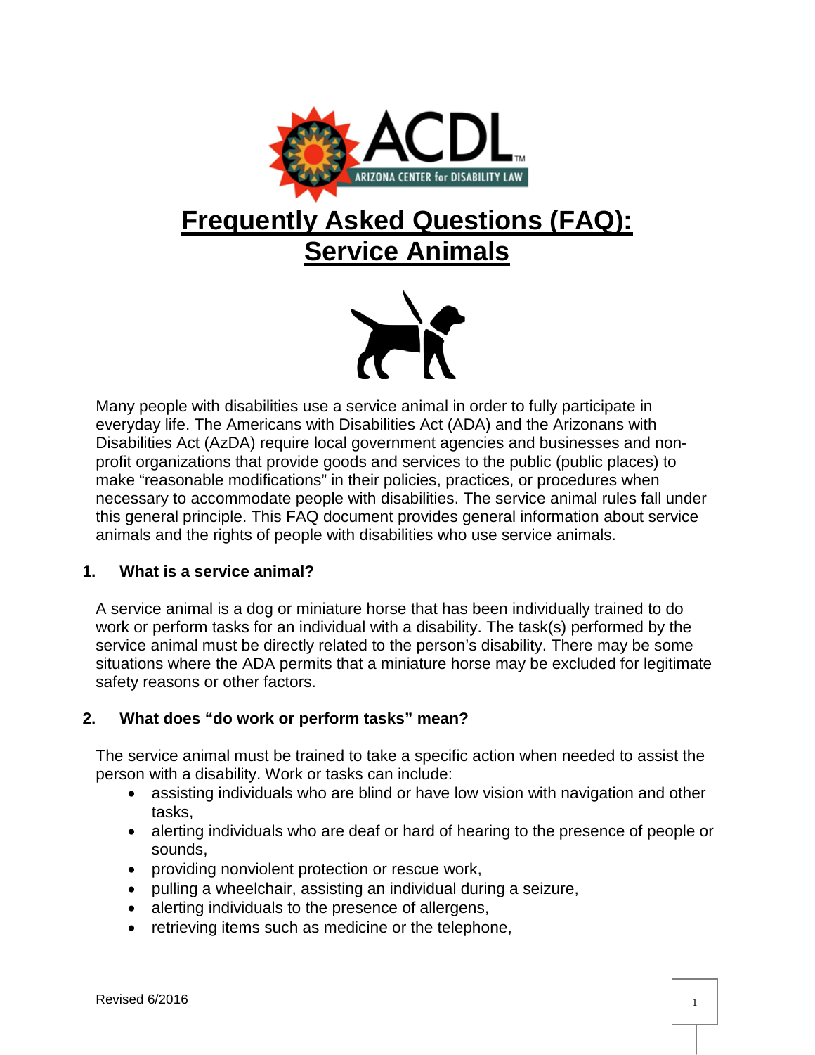ACDL

ARIZONA CENTER for DISABILITY LAW

# Frequently Asked Questions (FAQ): Service Animals

Many people with disabilities use a service animal in order to fully participate in everyday life. The Americans with Disabilities Act (ADA) and the Arizonans with Disabilities Act (AzDA) require local government agencies and businesses and non-profit organizations that provide goods and services to the public (public places) to make "reasonable modifications" in their policies, practices, or procedures when necessary to accommodate people with disabilities. The service animal rules fall under this general principle. This FAQ document provides general information about service animals and the rights of people with disabilities who use service animals.

## 1. What is a service animal?

A service animal is a dog or miniature horse that has been individually trained to do work or perform tasks for an individual with a disability. The task(s) performed by the service animal must be directly related to the person's disability. There may be some situations where the ADA permits that a miniature horse may be excluded for legitimate safety reasons or other factors.

## 2. What does "do work or perform tasks" mean?

The service animal must be trained to take a specific action when needed to assist the person with a disability. Work or tasks can include:

- assisting individuals who are blind or have low vision with navigation and other tasks,
- alerting individuals who are deaf or hard of hearing to the presence of people or sounds,
- providing nonviolent protection or rescue work,
- pulling a wheelchair, assisting an individual during a seizure,
- alerting individuals to the presence of allergens,
- retrieving items such as medicine or the telephone,

Revised 6/2016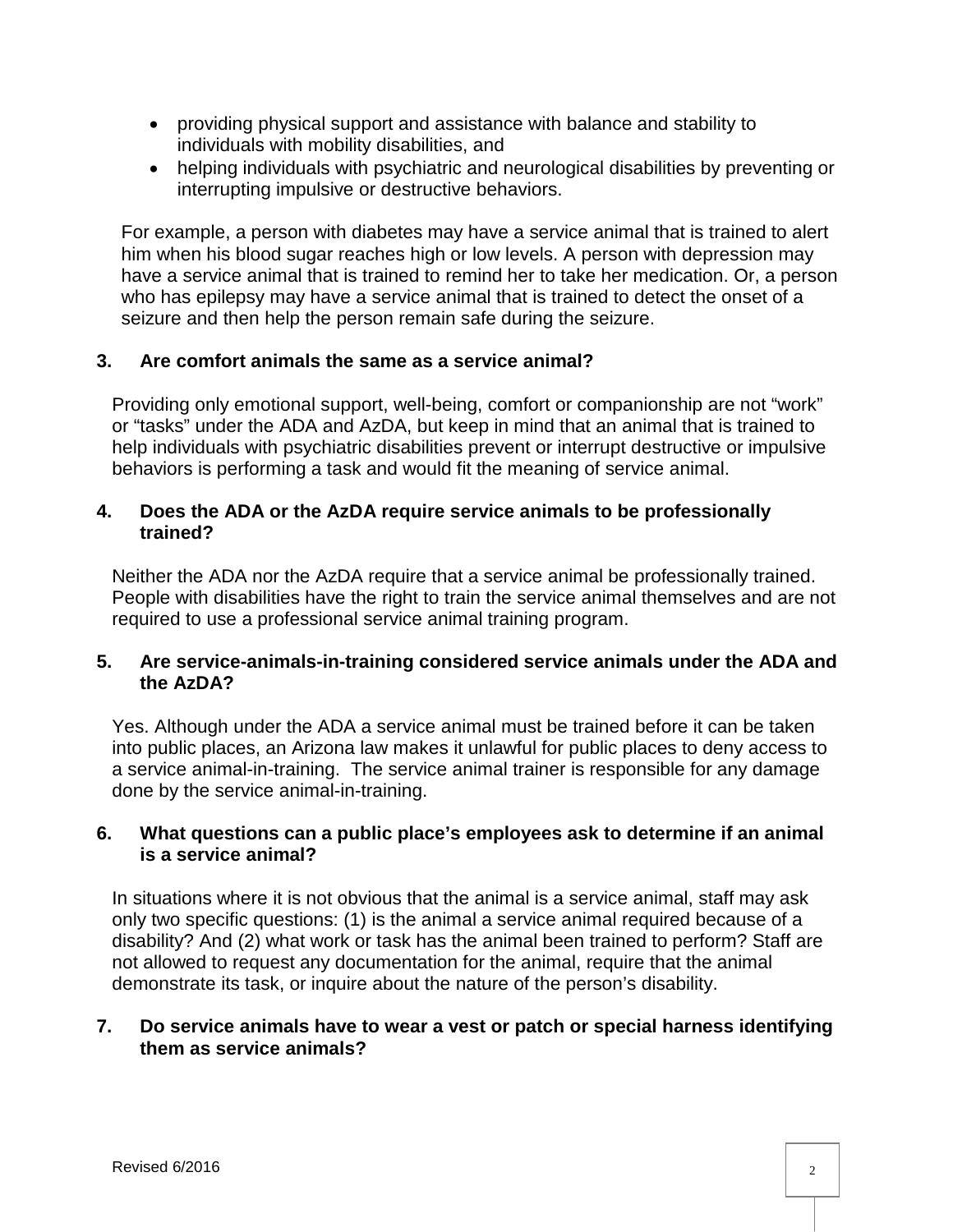- providing physical support and assistance with balance and stability to individuals with mobility disabilities, and
- helping individuals with psychiatric and neurological disabilities by preventing or interrupting impulsive or destructive behaviors.

For example, a person with diabetes may have a service animal that is trained to alert him when his blood sugar reaches high or low levels. A person with depression may have a service animal that is trained to remind her to take her medication. Or, a person who has epilepsy may have a service animal that is trained to detect the onset of a seizure and then help the person remain safe during the seizure.

**3. Are comfort animals the same as a service animal?**

Providing only emotional support, well-being, comfort or companionship are not "work" or "tasks" under the ADA and AzDA, but keep in mind that an animal that is trained to help individuals with psychiatric disabilities prevent or interrupt destructive or impulsive behaviors is performing a task and would fit the meaning of service animal.

**4. Does the ADA or the AzDA require service animals to be professionally trained?**

Neither the ADA nor the AzDA require that a service animal be professionally trained. People with disabilities have the right to train the service animal themselves and are not required to use a professional service animal training program.

**5. Are service-animals-in-training considered service animals under the ADA and the AzDA?**

Yes. Although under the ADA a service animal must be trained before it can be taken into public places, an Arizona law makes it unlawful for public places to deny access to a service animal-in-training. The service animal trainer is responsible for any damage done by the service animal-in-training.

**6. What questions can a public place's employees ask to determine if an animal is a service animal?**

In situations where it is not obvious that the animal is a service animal, staff may ask only two specific questions: (1) is the animal a service animal required because of a disability? And (2) what work or task has the animal been trained to perform? Staff are not allowed to request any documentation for the animal, require that the animal demonstrate its task, or inquire about the nature of the person's disability.

**7. Do service animals have to wear a vest or patch or special harness identifying them as service animals?**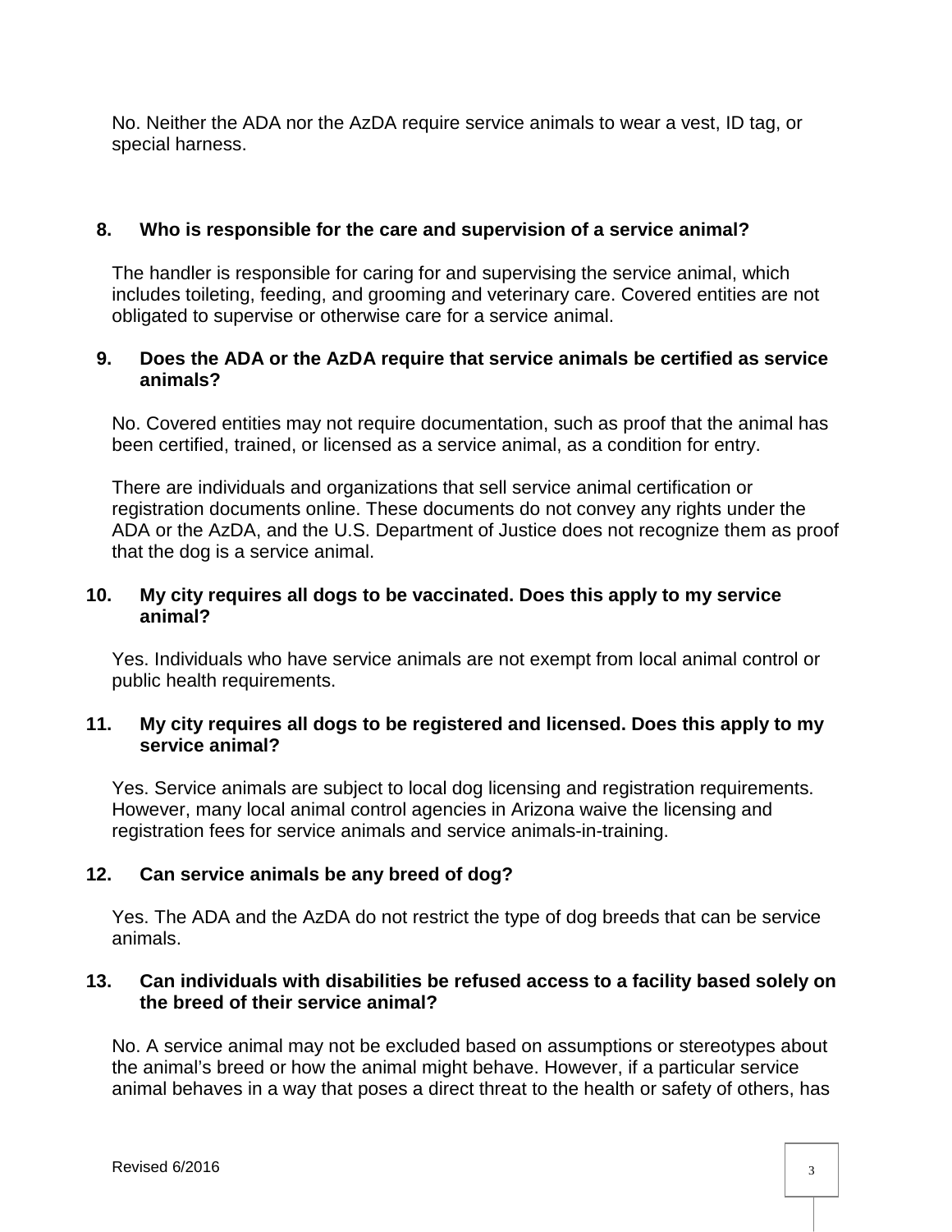No. Neither the ADA nor the AzDA require service animals to wear a vest, ID tag, or special harness.

**8. Who is responsible for the care and supervision of a service animal?**

The handler is responsible for caring for and supervising the service animal, which includes toileting, feeding, and grooming and veterinary care. Covered entities are not obligated to supervise or otherwise care for a service animal.

**9. Does the ADA or the AzDA require that service animals be certified as service animals?**

No. Covered entities may not require documentation, such as proof that the animal has been certified, trained, or licensed as a service animal, as a condition for entry.

There are individuals and organizations that sell service animal certification or registration documents online. These documents do not convey any rights under the ADA or the AzDA, and the U.S. Department of Justice does not recognize them as proof that the dog is a service animal.

**10. My city requires all dogs to be vaccinated. Does this apply to my service animal?**

Yes. Individuals who have service animals are not exempt from local animal control or public health requirements.

**11. My city requires all dogs to be registered and licensed. Does this apply to my service animal?**

Yes. Service animals are subject to local dog licensing and registration requirements. However, many local animal control agencies in Arizona waive the licensing and registration fees for service animals and service animals-in-training.

**12. Can service animals be any breed of dog?**

Yes. The ADA and the AzDA do not restrict the type of dog breeds that can be service animals.

**13. Can individuals with disabilities be refused access to a facility based solely on the breed of their service animal?**

No. A service animal may not be excluded based on assumptions or stereotypes about the animal's breed or how the animal might behave. However, if a particular service animal behaves in a way that poses a direct threat to the health or safety of others, has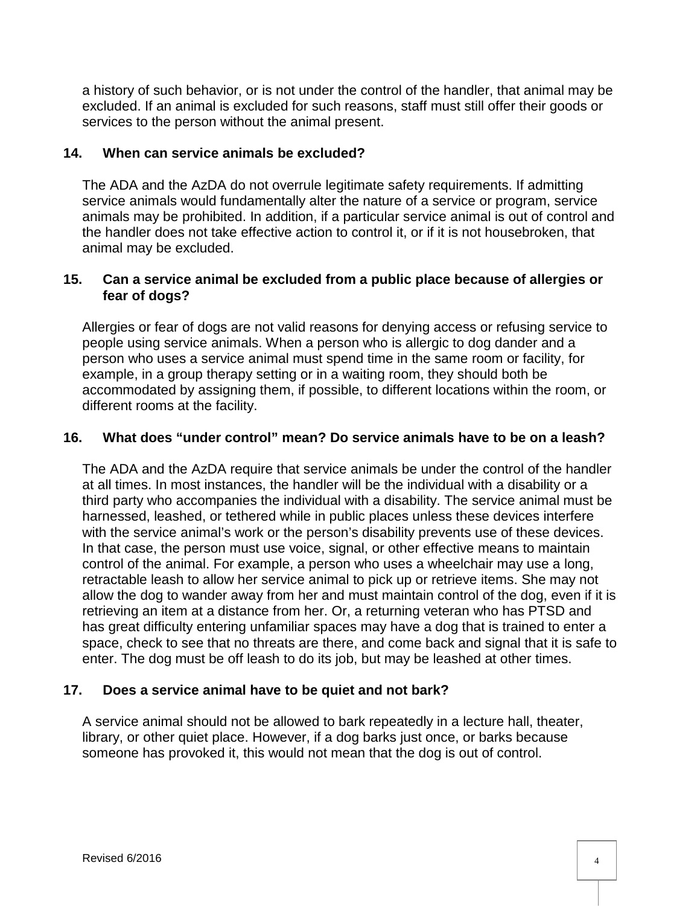a history of such behavior, or is not under the control of the handler, that animal may be excluded. If an animal is excluded for such reasons, staff must still offer their goods or services to the person without the animal present.

### 14. When can service animals be excluded?

The ADA and the AzDA do not overrule legitimate safety requirements. If admitting service animals would fundamentally alter the nature of a service or program, service animals may be prohibited. In addition, if a particular service animal is out of control and the handler does not take effective action to control it, or if it is not housebroken, that animal may be excluded.

### 15. Can a service animal be excluded from a public place because of allergies or fear of dogs?

Allergies or fear of dogs are not valid reasons for denying access or refusing service to people using service animals. When a person who is allergic to dog dander and a person who uses a service animal must spend time in the same room or facility, for example, in a group therapy setting or in a waiting room, they should both be accommodated by assigning them, if possible, to different locations within the room, or different rooms at the facility.

### 16. What does "under control" mean? Do service animals have to be on a leash?

The ADA and the AzDA require that service animals be under the control of the handler at all times. In most instances, the handler will be the individual with a disability or a third party who accompanies the individual with a disability. The service animal must be harnessed, leashed, or tethered while in public places unless these devices interfere with the service animal's work or the person's disability prevents use of these devices. In that case, the person must use voice, signal, or other effective means to maintain control of the animal. For example, a person who uses a wheelchair may use a long, retractable leash to allow her service animal to pick up or retrieve items. She may not allow the dog to wander away from her and must maintain control of the dog, even if it is retrieving an item at a distance from her. Or, a returning veteran who has PTSD and has great difficulty entering unfamiliar spaces may have a dog that is trained to enter a space, check to see that no threats are there, and come back and signal that it is safe to enter. The dog must be off leash to do its job, but may be leashed at other times.

### 17. Does a service animal have to be quiet and not bark?

A service animal should not be allowed to bark repeatedly in a lecture hall, theater, library, or other quiet place. However, if a dog barks just once, or barks because someone has provoked it, this would not mean that the dog is out of control.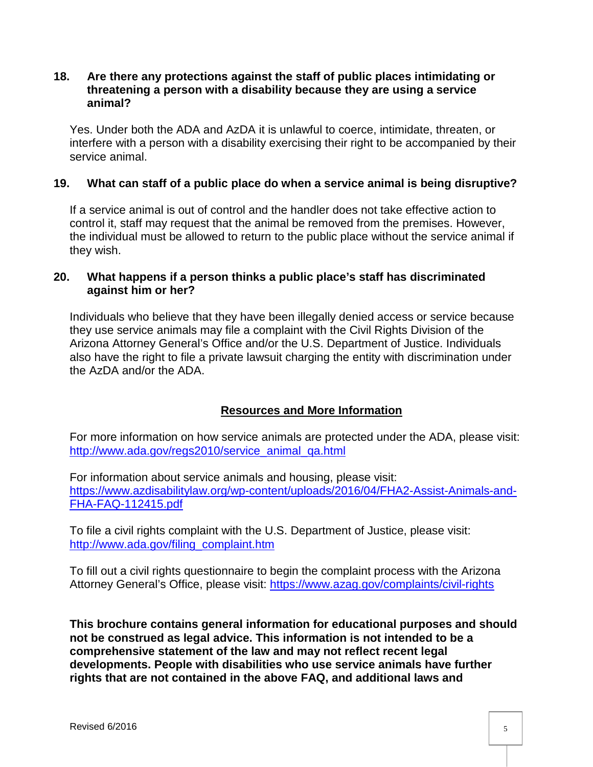### 18. Are there any protections against the staff of public places intimidating or threatening a person with a disability because they are using a service animal?

Yes. Under both the ADA and AzDA it is unlawful to coerce, intimidate, threaten, or interfere with a person with a disability exercising their right to be accompanied by their service animal.

### 19. What can staff of a public place do when a service animal is being disruptive?

If a service animal is out of control and the handler does not take effective action to control it, staff may request that the animal be removed from the premises. However, the individual must be allowed to return to the public place without the service animal if they wish.

### 20. What happens if a person thinks a public place's staff has discriminated against him or her?

Individuals who believe that they have been illegally denied access or service because they use service animals may file a complaint with the Civil Rights Division of the Arizona Attorney General's Office and/or the U.S. Department of Justice. Individuals also have the right to file a private lawsuit charging the entity with discrimination under the AzDA and/or the ADA.

## Resources and More Information

For more information on how service animals are protected under the ADA, please visit: [http://www.ada.gov/regs2010/service_animal_qa.html](http://www.ada.gov/regs2010/service_animal_qa.html)

For information about service animals and housing, please visit: [https://www.azdisabilitylaw.org/wp-content/uploads/2016/04/FHA2-Assist-Animals-and-FHA-FAQ-112415.pdf](https://www.azdisabilitylaw.org/wp-content/uploads/2016/04/FHA2-Assist-Animals-and-FHA-FAQ-112415.pdf)

To file a civil rights complaint with the U.S. Department of Justice, please visit: [http://www.ada.gov/filing_complaint.htm](http://www.ada.gov/filing_complaint.htm)

To fill out a civil rights questionnaire to begin the complaint process with the Arizona Attorney General's Office, please visit: [https://www.azag.gov/complaints/civil-rights](https://www.azag.gov/complaints/civil-rights)

**This brochure contains general information for educational purposes and should not be construed as legal advice. This information is not intended to be a comprehensive statement of the law and may not reflect recent legal developments. People with disabilities who use service animals have further rights that are not contained in the above FAQ, and additional laws and**

Revised 6/2016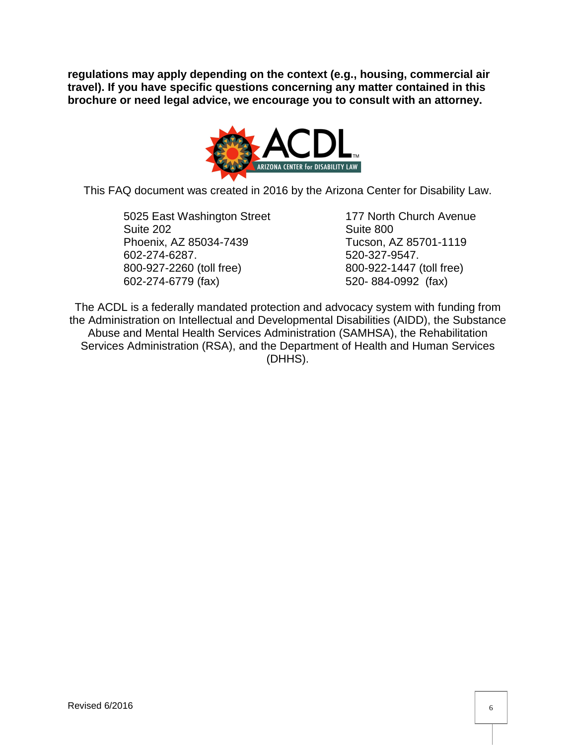**regulations may apply depending on the context (e.g., housing, commercial air travel). If you have specific questions concerning any matter contained in this brochure or need legal advice, we encourage you to consult with an attorney.**

ACDL™ ARIZONA CENTER for DISABILITY LAW

This FAQ document was created in 2016 by the Arizona Center for Disability Law.

5025 East Washington Street
Suite 202
Phoenix, AZ 85034-7439
602-274-6287.
800-927-2260 (toll free)
602-274-6779 (fax)

177 North Church Avenue
Suite 800
Tucson, AZ 85701-1119
520-327-9547.
800-922-1447 (toll free)
520- 884-0992 (fax)

The ACDL is a federally mandated protection and advocacy system with funding from the Administration on Intellectual and Developmental Disabilities (AIDD), the Substance Abuse and Mental Health Services Administration (SAMHSA), the Rehabilitation Services Administration (RSA), and the Department of Health and Human Services (DHHS).

Revised 6/2016